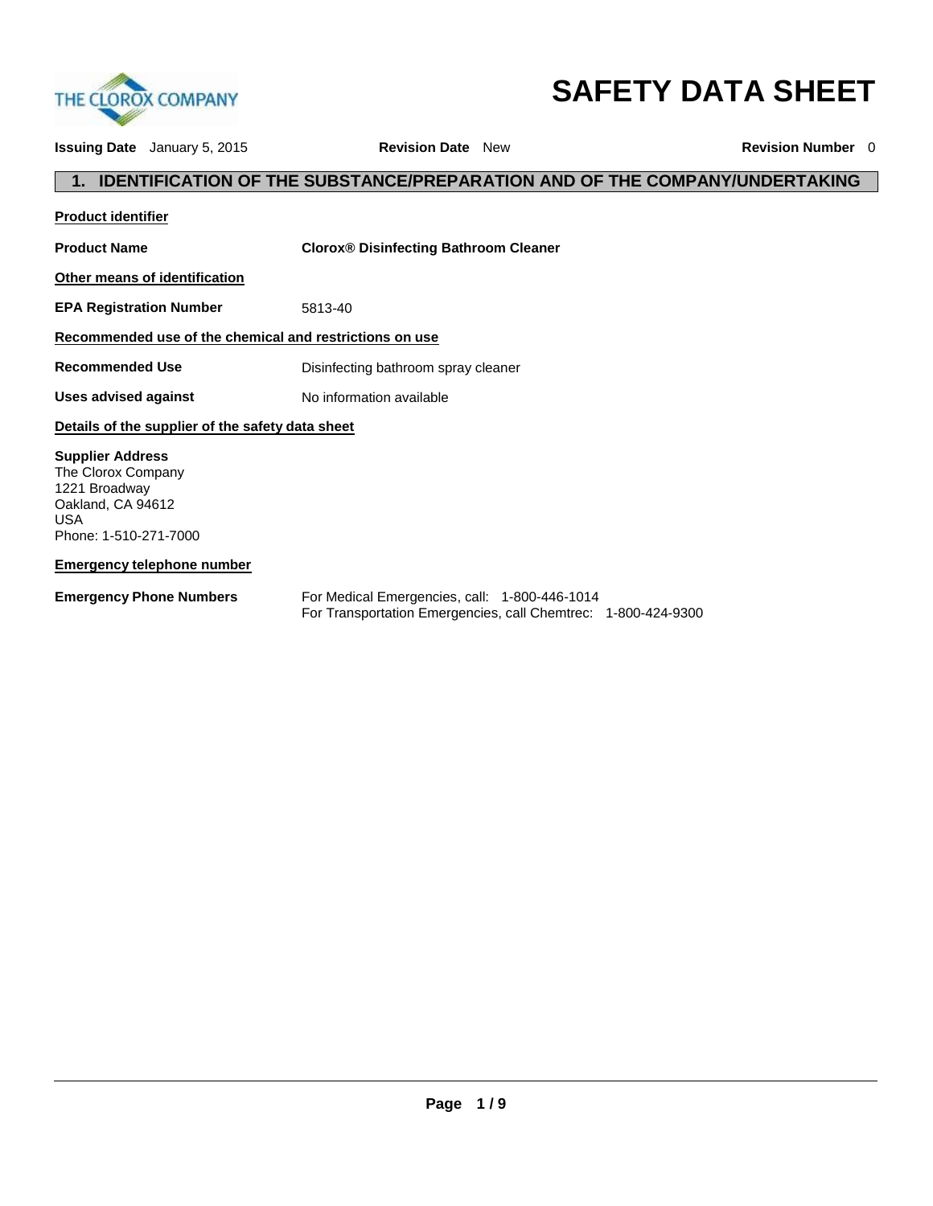THE CLOROX COMPANY

# SAFETY DATA SHEET

**Issuing Date** January 5, 2015 **Revision Date** New **Revision Number** 0

## 1. IDENTIFICATION OF THE SUBSTANCE/PREPARATION AND OF THE COMPANY/UNDERTAKING

**Product identifier**

**Product Name** **Clorox® Disinfecting Bathroom Cleaner**

**Other means of identification**

**EPA Registration Number** 5813-40

**Recommended use of the chemical and restrictions on use**

**Recommended Use** Disinfecting bathroom spray cleaner

**Uses advised against** No information available

**Details of the supplier of the safety data sheet**

**Supplier Address**
The Clorox Company
1221 Broadway
Oakland, CA 94612
USA
Phone: 1-510-271-7000

**Emergency telephone number**

**Emergency Phone Numbers** For Medical Emergencies, call: 1-800-446-1014
For Transportation Emergencies, call Chemtrec: 1-800-424-9300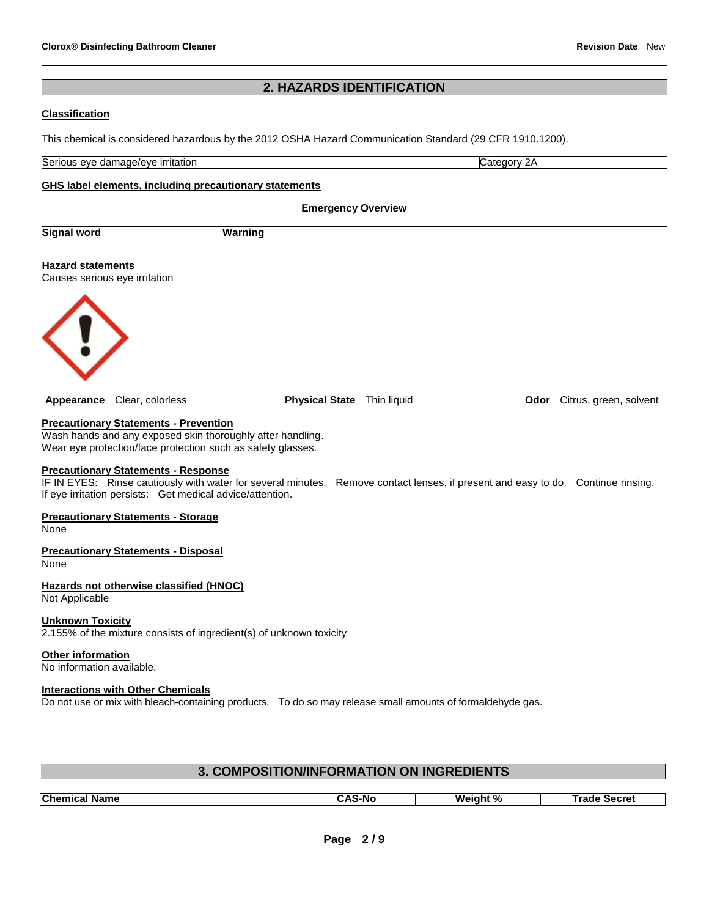## 2. HAZARDS IDENTIFICATION

### Classification

This chemical is considered hazardous by the 2012 OSHA Hazard Communication Standard (29 CFR 1910.1200).

| Serious eye damage/eye irritation | Category 2A |
|---|---|

### GHS label elements, including precautionary statements

**Emergency Overview**

**Signal word** **Warning**

**Hazard statements**
Causes serious eye irritation

**Appearance** Clear, colorless **Physical State** Thin liquid **Odor** Citrus, green, solvent

### Precautionary Statements - Prevention

Wash hands and any exposed skin thoroughly after handling.
Wear eye protection/face protection such as safety glasses.

### Precautionary Statements - Response

IF IN EYES: Rinse cautiously with water for several minutes. Remove contact lenses, if present and easy to do. Continue rinsing.
If eye irritation persists: Get medical advice/attention.

### Precautionary Statements - Storage

None

### Precautionary Statements - Disposal

None

### Hazards not otherwise classified (HNOC)

Not Applicable

### Unknown Toxicity

2.155% of the mixture consists of ingredient(s) of unknown toxicity

### Other information

No information available.

### Interactions with Other Chemicals

Do not use or mix with bleach-containing products. To do so may release small amounts of formaldehyde gas.

## 3. COMPOSITION/INFORMATION ON INGREDIENTS

| Chemical Name | CAS-No | Weight % | Trade Secret |
|---|---|---|---|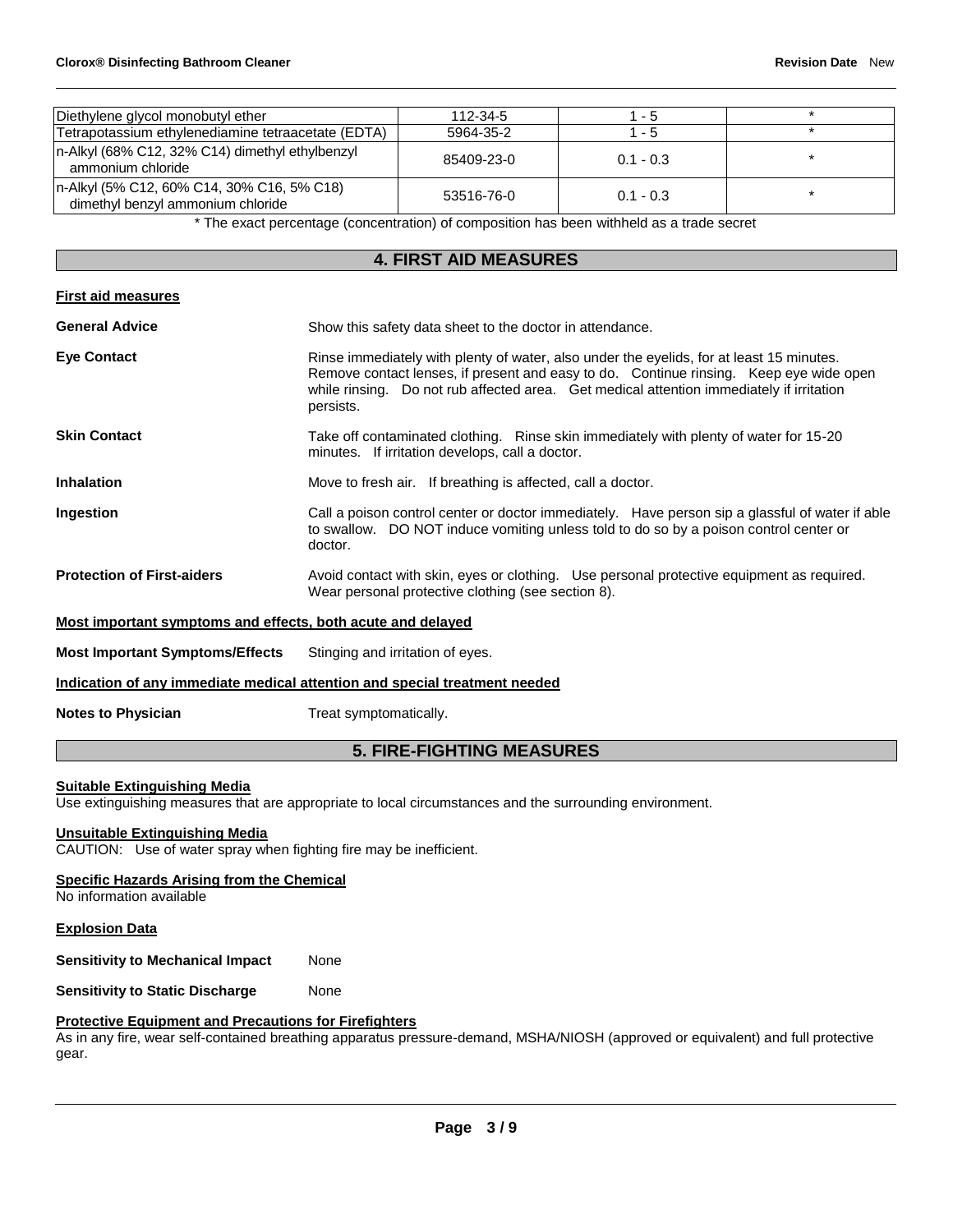| Diethylene glycol monobutyl ether | 112-34-5 | 1 - 5 | * |
|---|---|---|---|
| Tetrapotassium ethylenediamine tetraacetate (EDTA) | 5964-35-2 | 1 - 5 | * |
| n-Alkyl (68% C12, 32% C14) dimethyl ethylbenzyl ammonium chloride | 85409-23-0 | 0.1 - 0.3 | * |
| n-Alkyl (5% C12, 60% C14, 30% C16, 5% C18) dimethyl benzyl ammonium chloride | 53516-76-0 | 0.1 - 0.3 | * |

* The exact percentage (concentration) of composition has been withheld as a trade secret

## 4. FIRST AID MEASURES

**First aid measures**

**General Advice** Show this safety data sheet to the doctor in attendance.

**Eye Contact** Rinse immediately with plenty of water, also under the eyelids, for at least 15 minutes. Remove contact lenses, if present and easy to do. Continue rinsing. Keep eye wide open while rinsing. Do not rub affected area. Get medical attention immediately if irritation persists.

**Skin Contact** Take off contaminated clothing. Rinse skin immediately with plenty of water for 15-20 minutes. If irritation develops, call a doctor.

**Inhalation** Move to fresh air. If breathing is affected, call a doctor.

**Ingestion** Call a poison control center or doctor immediately. Have person sip a glassful of water if able to swallow. DO NOT induce vomiting unless told to do so by a poison control center or doctor.

**Protection of First-aiders** Avoid contact with skin, eyes or clothing. Use personal protective equipment as required. Wear personal protective clothing (see section 8).

**Most important symptoms and effects, both acute and delayed**

**Most Important Symptoms/Effects** Stinging and irritation of eyes.

**Indication of any immediate medical attention and special treatment needed**

**Notes to Physician** Treat symptomatically.

## 5. FIRE-FIGHTING MEASURES

**Suitable Extinguishing Media**
Use extinguishing measures that are appropriate to local circumstances and the surrounding environment.

**Unsuitable Extinguishing Media**
CAUTION: Use of water spray when fighting fire may be inefficient.

**Specific Hazards Arising from the Chemical**
No information available

**Explosion Data**

**Sensitivity to Mechanical Impact** None

**Sensitivity to Static Discharge** None

**Protective Equipment and Precautions for Firefighters**
As in any fire, wear self-contained breathing apparatus pressure-demand, MSHA/NIOSH (approved or equivalent) and full protective gear.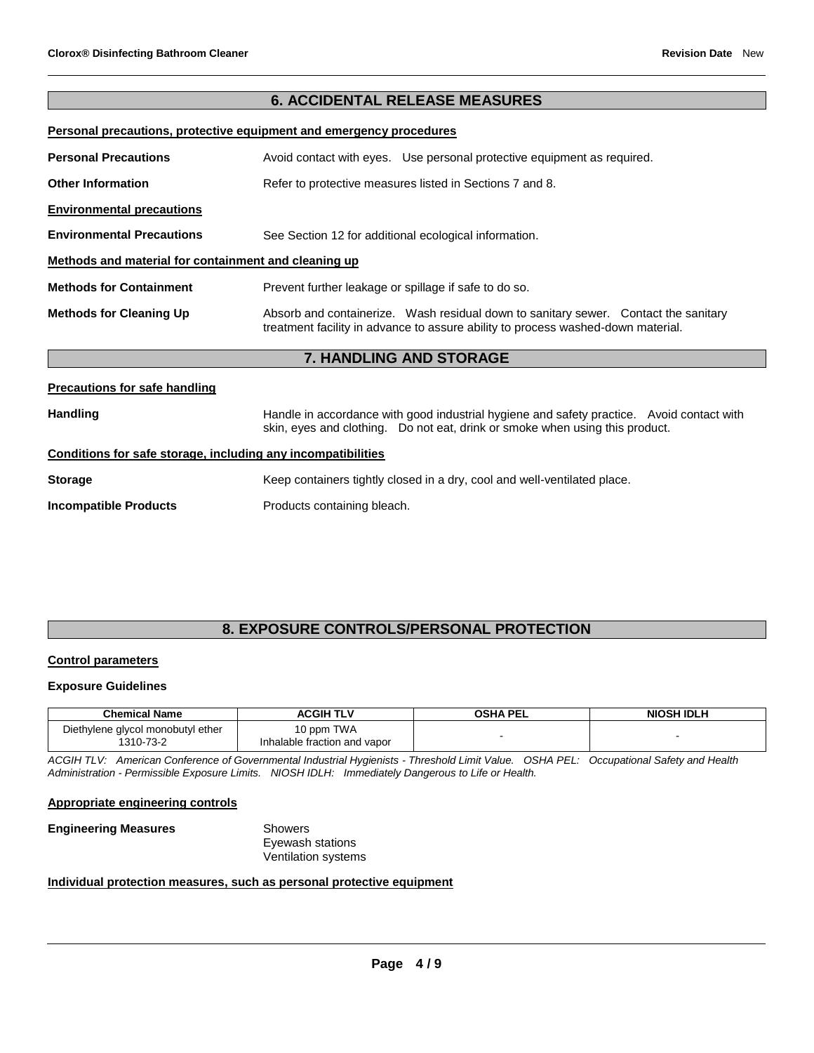## 6. ACCIDENTAL RELEASE MEASURES

**Personal precautions, protective equipment and emergency procedures**

**Personal Precautions** Avoid contact with eyes. Use personal protective equipment as required.

**Other Information** Refer to protective measures listed in Sections 7 and 8.

**Environmental precautions**

**Environmental Precautions** See Section 12 for additional ecological information.

**Methods and material for containment and cleaning up**

**Methods for Containment** Prevent further leakage or spillage if safe to do so.

**Methods for Cleaning Up** Absorb and containerize. Wash residual down to sanitary sewer. Contact the sanitary treatment facility in advance to assure ability to process washed-down material.

## 7. HANDLING AND STORAGE

**Precautions for safe handling**

**Handling** Handle in accordance with good industrial hygiene and safety practice. Avoid contact with skin, eyes and clothing. Do not eat, drink or smoke when using this product.

**Conditions for safe storage, including any incompatibilities**

**Storage** Keep containers tightly closed in a dry, cool and well-ventilated place.

**Incompatible Products** Products containing bleach.

## 8. EXPOSURE CONTROLS/PERSONAL PROTECTION

**Control parameters**

**Exposure Guidelines**

| Chemical Name | ACGIH TLV | OSHA PEL | NIOSH IDLH |
|---|---|---|---|
| Diethylene glycol monobutyl ether 1310-73-2 | 10 ppm TWA Inhalable fraction and vapor | - | - |

*ACGIH TLV: American Conference of Governmental Industrial Hygienists - Threshold Limit Value. OSHA PEL: Occupational Safety and Health Administration - Permissible Exposure Limits. NIOSH IDLH: Immediately Dangerous to Life or Health.*

**Appropriate engineering controls**

**Engineering Measures** Showers
Eyewash stations
Ventilation systems

**Individual protection measures, such as personal protective equipment**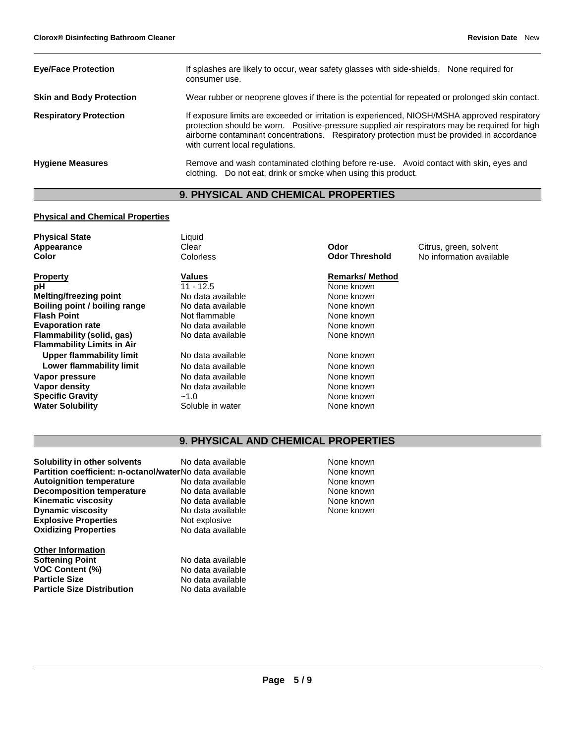| | |
|---|---|
| **Eye/Face Protection** | If splashes are likely to occur, wear safety glasses with side-shields. None required for consumer use. |
| **Skin and Body Protection** | Wear rubber or neoprene gloves if there is the potential for repeated or prolonged skin contact. |
| **Respiratory Protection** | If exposure limits are exceeded or irritation is experienced, NIOSH/MSHA approved respiratory protection should be worn. Positive-pressure supplied air respirators may be required for high airborne contaminant concentrations. Respiratory protection must be provided in accordance with current local regulations. |
| **Hygiene Measures** | Remove and wash contaminated clothing before re-use. Avoid contact with skin, eyes and clothing. Do not eat, drink or smoke when using this product. |

## 9. PHYSICAL AND CHEMICAL PROPERTIES

**Physical and Chemical Properties**

| | | | |
|---|---|---|---|
| **Physical State** | Liquid | | |
| **Appearance** | Clear | **Odor** | Citrus, green, solvent |
| **Color** | Colorless | **Odor Threshold** | No information available |

| **Property** | **Values** | **Remarks/ Method** |
|---|---|---|
| **pH** | 11 - 12.5 | None known |
| **Melting/freezing point** | No data available | None known |
| **Boiling point / boiling range** | No data available | None known |
| **Flash Point** | Not flammable | None known |
| **Evaporation rate** | No data available | None known |
| **Flammability (solid, gas)** | No data available | None known |
| **Flammability Limits in Air** | | |
| **Upper flammability limit** | No data available | None known |
| **Lower flammability limit** | No data available | None known |
| **Vapor pressure** | No data available | None known |
| **Vapor density** | No data available | None known |
| **Specific Gravity** | ~1.0 | None known |
| **Water Solubility** | Soluble in water | None known |

## 9. PHYSICAL AND CHEMICAL PROPERTIES

| | | |
|---|---|---|
| **Solubility in other solvents** | No data available | None known |
| **Partition coefficient: n-octanol/water** | No data available | None known |
| **Autoignition temperature** | No data available | None known |
| **Decomposition temperature** | No data available | None known |
| **Kinematic viscosity** | No data available | None known |
| **Dynamic viscosity** | No data available | None known |
| **Explosive Properties** | Not explosive | |
| **Oxidizing Properties** | No data available | |

**Other Information**

| | |
|---|---|
| **Softening Point** | No data available |
| **VOC Content (%)** | No data available |
| **Particle Size** | No data available |
| **Particle Size Distribution** | No data available |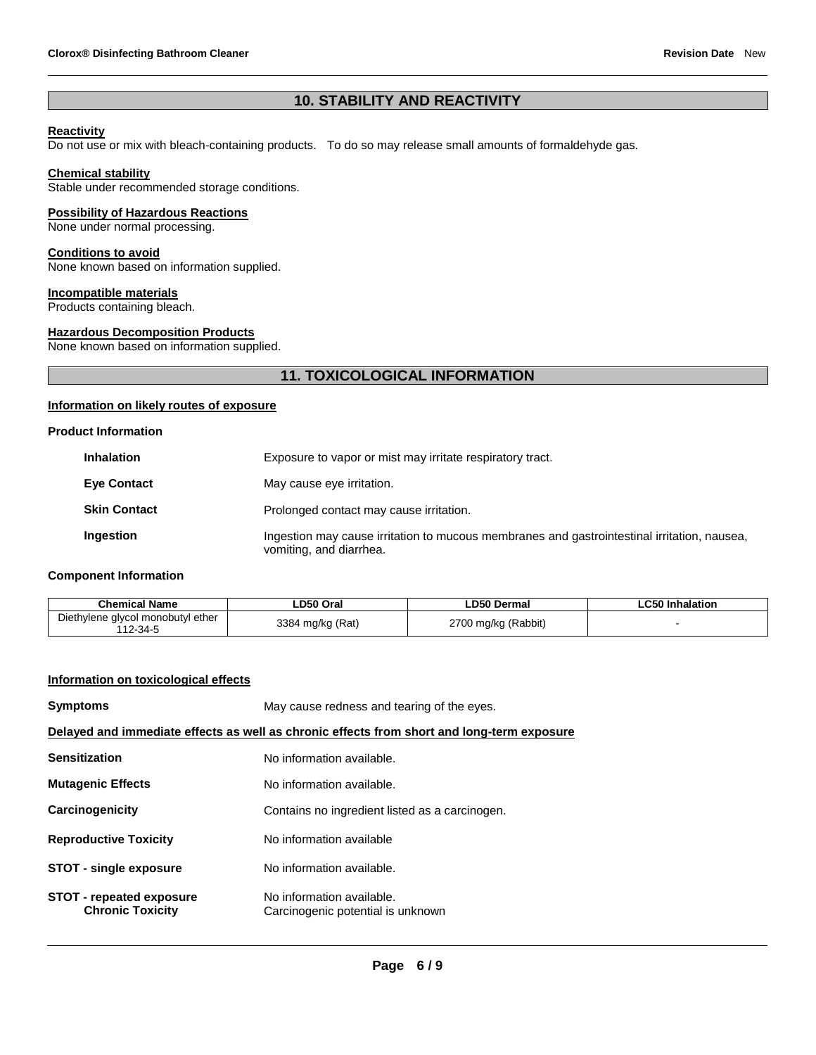## 10. STABILITY AND REACTIVITY

**Reactivity**
Do not use or mix with bleach-containing products. To do so may release small amounts of formaldehyde gas.

**Chemical stability**
Stable under recommended storage conditions.

**Possibility of Hazardous Reactions**
None under normal processing.

**Conditions to avoid**
None known based on information supplied.

**Incompatible materials**
Products containing bleach.

**Hazardous Decomposition Products**
None known based on information supplied.

## 11. TOXICOLOGICAL INFORMATION

**Information on likely routes of exposure**

**Product Information**

| | |
|---|---|
| **Inhalation** | Exposure to vapor or mist may irritate respiratory tract. |
| **Eye Contact** | May cause eye irritation. |
| **Skin Contact** | Prolonged contact may cause irritation. |
| **Ingestion** | Ingestion may cause irritation to mucous membranes and gastrointestinal irritation, nausea, vomiting, and diarrhea. |

**Component Information**

| Chemical Name | LD50 Oral | LD50 Dermal | LC50 Inhalation |
|---|---|---|---|
| Diethylene glycol monobutyl ether 112-34-5 | 3384 mg/kg (Rat) | 2700 mg/kg (Rabbit) | - |

**Information on toxicological effects**

**Symptoms** May cause redness and tearing of the eyes.

**Delayed and immediate effects as well as chronic effects from short and long-term exposure**

| | |
|---|---|
| **Sensitization** | No information available. |
| **Mutagenic Effects** | No information available. |
| **Carcinogenicity** | Contains no ingredient listed as a carcinogen. |
| **Reproductive Toxicity** | No information available |
| **STOT - single exposure** | No information available. |
| **STOT - repeated exposure** | No information available. |
| **Chronic Toxicity** | Carcinogenic potential is unknown |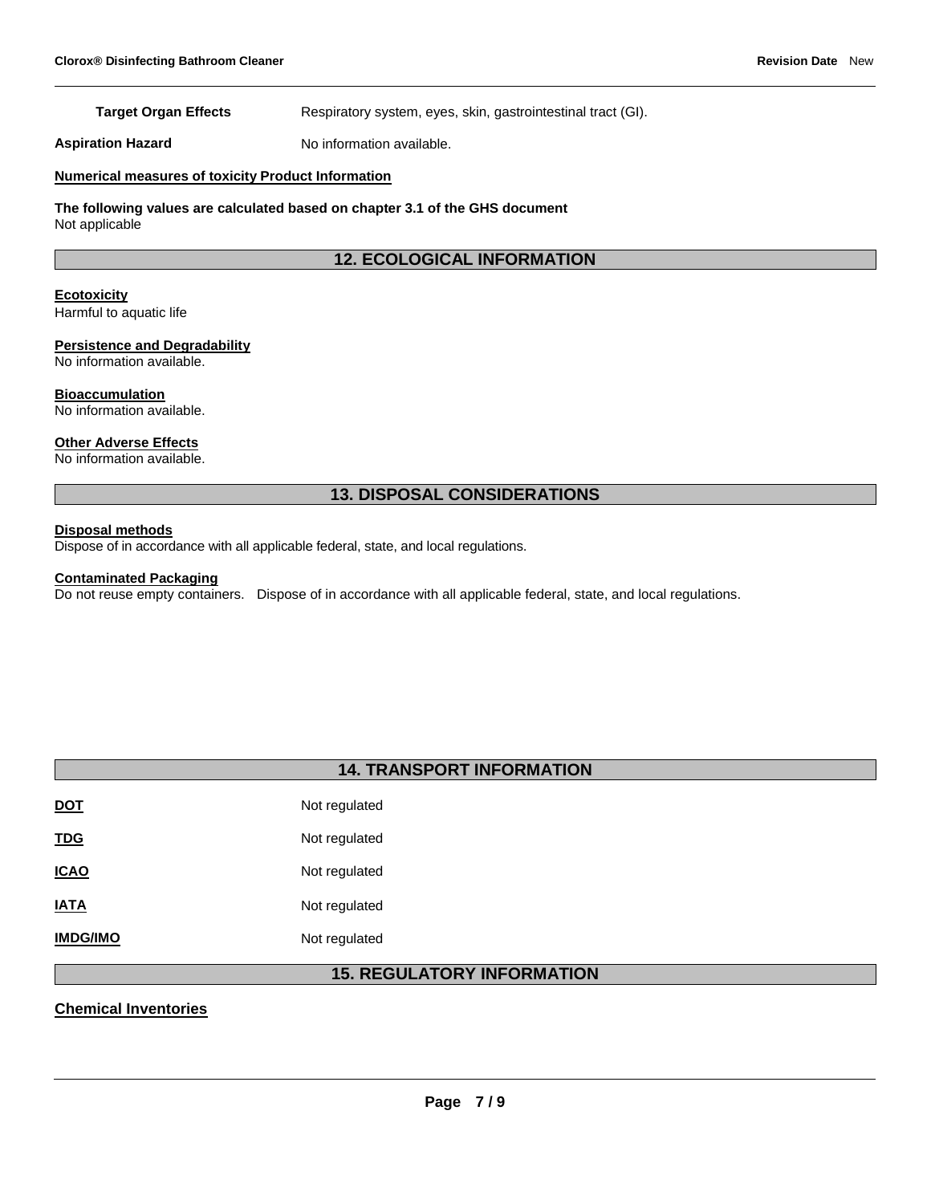**Target Organ Effects** Respiratory system, eyes, skin, gastrointestinal tract (GI).

**Aspiration Hazard** No information available.

**Numerical measures of toxicity Product Information**

**The following values are calculated based on chapter 3.1 of the GHS document**
Not applicable

## 12. ECOLOGICAL INFORMATION

**Ecotoxicity**
Harmful to aquatic life

**Persistence and Degradability**
No information available.

**Bioaccumulation**
No information available.

**Other Adverse Effects**
No information available.

## 13. DISPOSAL CONSIDERATIONS

**Disposal methods**
Dispose of in accordance with all applicable federal, state, and local regulations.

**Contaminated Packaging**
Do not reuse empty containers. Dispose of in accordance with all applicable federal, state, and local regulations.

## 14. TRANSPORT INFORMATION

| | |
|---|---|
| **DOT** | Not regulated |
| **TDG** | Not regulated |
| **ICAO** | Not regulated |
| **IATA** | Not regulated |
| **IMDG/IMO** | Not regulated |

## 15. REGULATORY INFORMATION

**Chemical Inventories**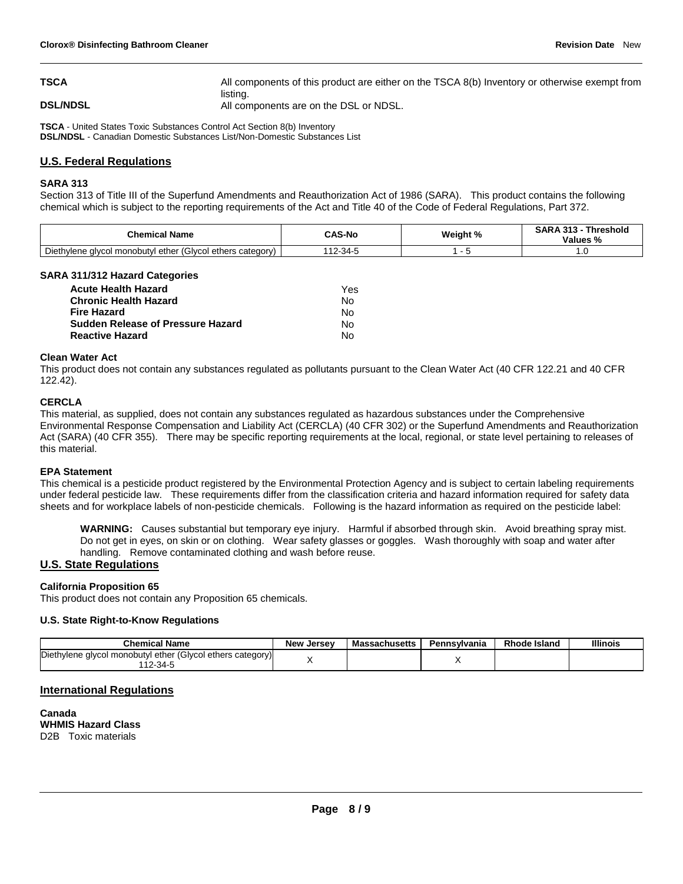| | |
|---|---|
| **TSCA** | All components of this product are either on the TSCA 8(b) Inventory or otherwise exempt from listing. |
| **DSL/NDSL** | All components are on the DSL or NDSL. |

**TSCA** - United States Toxic Substances Control Act Section 8(b) Inventory
**DSL/NDSL** - Canadian Domestic Substances List/Non-Domestic Substances List

## U.S. Federal Regulations

### SARA 313

Section 313 of Title III of the Superfund Amendments and Reauthorization Act of 1986 (SARA). This product contains the following chemical which is subject to the reporting requirements of the Act and Title 40 of the Code of Federal Regulations, Part 372.

| Chemical Name | CAS-No | Weight % | SARA 313 - Threshold Values % |
|---|---|---|---|
| Diethylene glycol monobutyl ether (Glycol ethers category) | 112-34-5 | 1 - 5 | 1.0 |

### SARA 311/312 Hazard Categories

| | |
|---|---|
| **Acute Health Hazard** | Yes |
| **Chronic Health Hazard** | No |
| **Fire Hazard** | No |
| **Sudden Release of Pressure Hazard** | No |
| **Reactive Hazard** | No |

### Clean Water Act

This product does not contain any substances regulated as pollutants pursuant to the Clean Water Act (40 CFR 122.21 and 40 CFR 122.42).

### CERCLA

This material, as supplied, does not contain any substances regulated as hazardous substances under the Comprehensive Environmental Response Compensation and Liability Act (CERCLA) (40 CFR 302) or the Superfund Amendments and Reauthorization Act (SARA) (40 CFR 355). There may be specific reporting requirements at the local, regional, or state level pertaining to releases of this material.

### EPA Statement

This chemical is a pesticide product registered by the Environmental Protection Agency and is subject to certain labeling requirements under federal pesticide law. These requirements differ from the classification criteria and hazard information required for safety data sheets and for workplace labels of non-pesticide chemicals. Following is the hazard information as required on the pesticide label:

> **WARNING:** Causes substantial but temporary eye injury. Harmful if absorbed through skin. Avoid breathing spray mist. Do not get in eyes, on skin or on clothing. Wear safety glasses or goggles. Wash thoroughly with soap and water after handling. Remove contaminated clothing and wash before reuse.

## U.S. State Regulations

### California Proposition 65

This product does not contain any Proposition 65 chemicals.

### U.S. State Right-to-Know Regulations

| Chemical Name | New Jersey | Massachusetts | Pennsylvania | Rhode Island | Illinois |
|---|---|---|---|---|---|
| Diethylene glycol monobutyl ether (Glycol ethers category) 112-34-5 | X | | X | | |

## International Regulations

**Canada**
**WHMIS Hazard Class**
D2B Toxic materials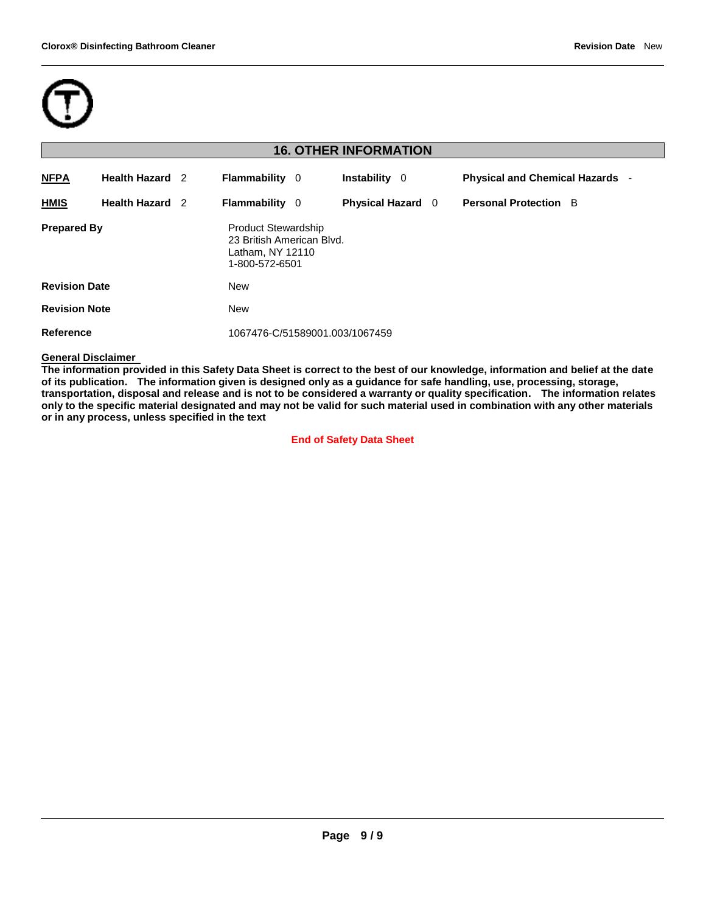## 16. OTHER INFORMATION

| | | | | |
|---|---|---|---|---|
| **NFPA** | **Health Hazard** 2 | **Flammability** 0 | **Instability** 0 | **Physical and Chemical Hazards** - |
| **HMIS** | **Health Hazard** 2 | **Flammability** 0 | **Physical Hazard** 0 | **Personal Protection** B |

**Prepared By**
Product Stewardship
23 British American Blvd.
Latham, NY 12110
1-800-572-6501

**Revision Date** New

**Revision Note** New

**Reference** 1067476-C/51589001.003/1067459

**General Disclaimer**

**The information provided in this Safety Data Sheet is correct to the best of our knowledge, information and belief at the date of its publication. The information given is designed only as a guidance for safe handling, use, processing, storage, transportation, disposal and release and is not to be considered a warranty or quality specification. The information relates only to the specific material designated and may not be valid for such material used in combination with any other materials or in any process, unless specified in the text**

**End of Safety Data Sheet**